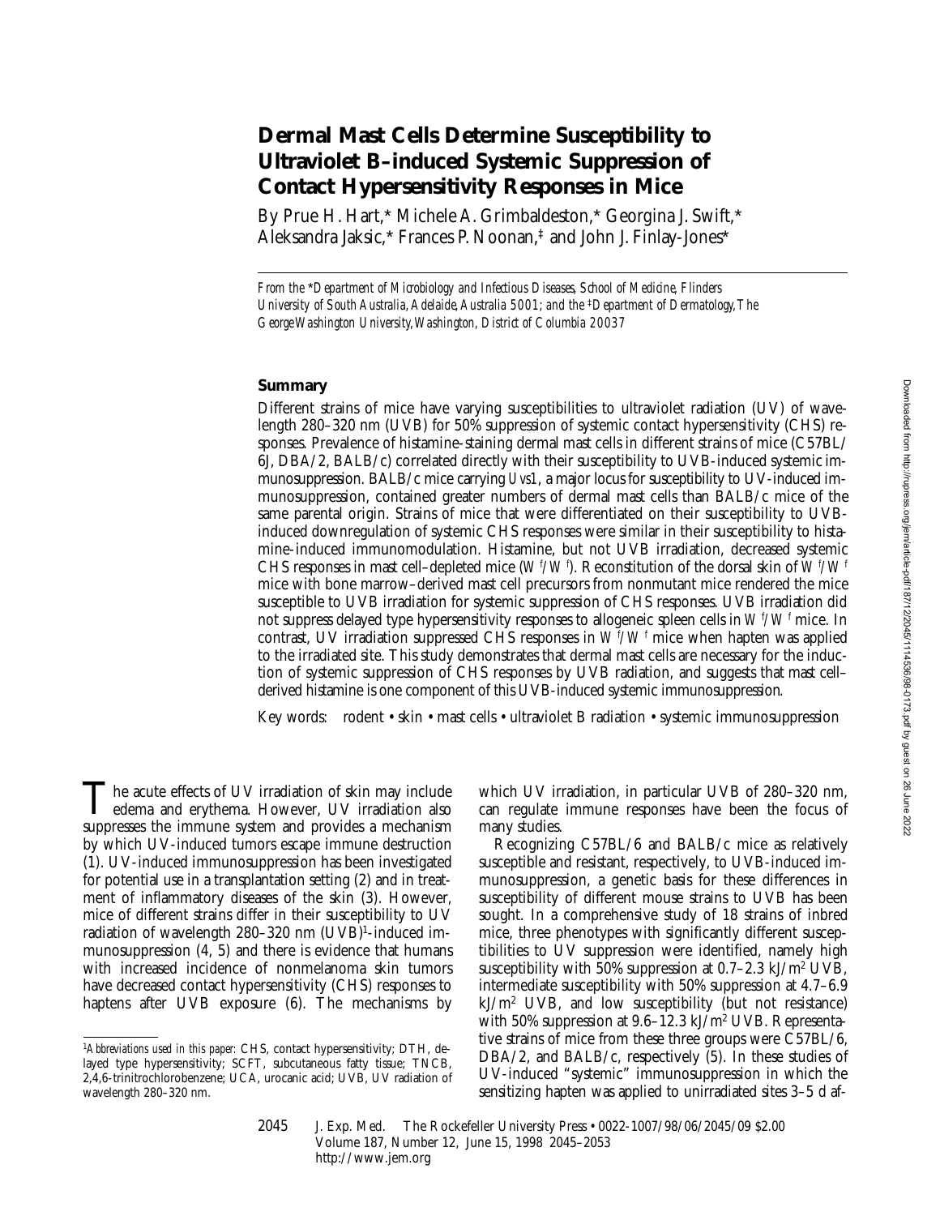# Dermal Mast Cells Determine Susceptibility to Ultraviolet B–induced Systemic Suppression of Contact Hypersensitivity Responses in Mice

By Prue H. Hart,* Michele A. Grimbaldeston,* Georgina J. Swift,* Aleksandra Jaksic,* Frances P. Noonan,[‡] and John J. Finlay-Jones*

*From the \*Department of Microbiology and Infectious Diseases, School of Medicine, Flinders University of South Australia, Adelaide, Australia 5001; and the ‡Department of Dermatology, The George Washington University, Washington, District of Columbia 20037*

## Summary

Different strains of mice have varying susceptibilities to ultraviolet radiation (UV) of wavelength 280–320 nm (UVB) for 50% suppression of systemic contact hypersensitivity (CHS) responses. Prevalence of histamine-staining dermal mast cells in different strains of mice (C57BL/6J, DBA/2, BALB/c) correlated directly with their susceptibility to UVB-induced systemic immunosuppression. BALB/c mice carrying *Uvs1*, a major locus for susceptibility to UV-induced immunosuppression, contained greater numbers of dermal mast cells than BALB/c mice of the same parental origin. Strains of mice that were differentiated on their susceptibility to UVB-induced downregulation of systemic CHS responses were similar in their susceptibility to histamine-induced immunomodulation. Histamine, but not UVB irradiation, decreased systemic CHS responses in mast cell–depleted mice ($W^f/W^f$). Reconstitution of the dorsal skin of $W^f/W^f$ mice with bone marrow–derived mast cell precursors from nonmutant mice rendered the mice susceptible to UVB irradiation for systemic suppression of CHS responses. UVB irradiation did not suppress delayed type hypersensitivity responses to allogeneic spleen cells in $W^f/W^f$ mice. In contrast, UV irradiation suppressed CHS responses in $W^f/W^f$ mice when hapten was applied to the irradiated site. This study demonstrates that dermal mast cells are necessary for the induction of systemic suppression of CHS responses by UVB radiation, and suggests that mast cell–derived histamine is one component of this UVB-induced systemic immunosuppression.

Key words: rodent • skin • mast cells • ultraviolet B radiation • systemic immunosuppression

The acute effects of UV irradiation of skin may include edema and erythema. However, UV irradiation also suppresses the immune system and provides a mechanism by which UV-induced tumors escape immune destruction (1). UV-induced immunosuppression has been investigated for potential use in a transplantation setting (2) and in treatment of inflammatory diseases of the skin (3). However, mice of different strains differ in their susceptibility to UV radiation of wavelength 280–320 nm (UVB)[1]-induced immunosuppression (4, 5) and there is evidence that humans with increased incidence of nonmelanoma skin tumors have decreased contact hypersensitivity (CHS) responses to haptens after UVB exposure (6). The mechanisms by which UV irradiation, in particular UVB of 280–320 nm, can regulate immune responses have been the focus of many studies.

Recognizing C57BL/6 and BALB/c mice as relatively susceptible and resistant, respectively, to UVB-induced immunosuppression, a genetic basis for these differences in susceptibility of different mouse strains to UVB has been sought. In a comprehensive study of 18 strains of inbred mice, three phenotypes with significantly different susceptibilities to UV suppression were identified, namely high susceptibility with 50% suppression at 0.7–2.3 $kJ/m^2$ UVB, intermediate susceptibility with 50% suppression at 4.7–6.9 $kJ/m^2$ UVB, and low susceptibility (but not resistance) with 50% suppression at 9.6–12.3 $kJ/m^2$ UVB. Representative strains of mice from these three groups were C57BL/6, DBA/2, and BALB/c, respectively (5). In these studies of UV-induced "systemic" immunosuppression in which the sensitizing hapten was applied to unirradiated sites 3–5 d af-

[1]*Abbreviations used in this paper:* CHS, contact hypersensitivity; DTH, delayed type hypersensitivity; SCFT, subcutaneous fatty tissue; TNCB, 2,4,6-trinitrochlorobenzene; UCA, urocanic acid; UVB, UV radiation of wavelength 280–320 nm.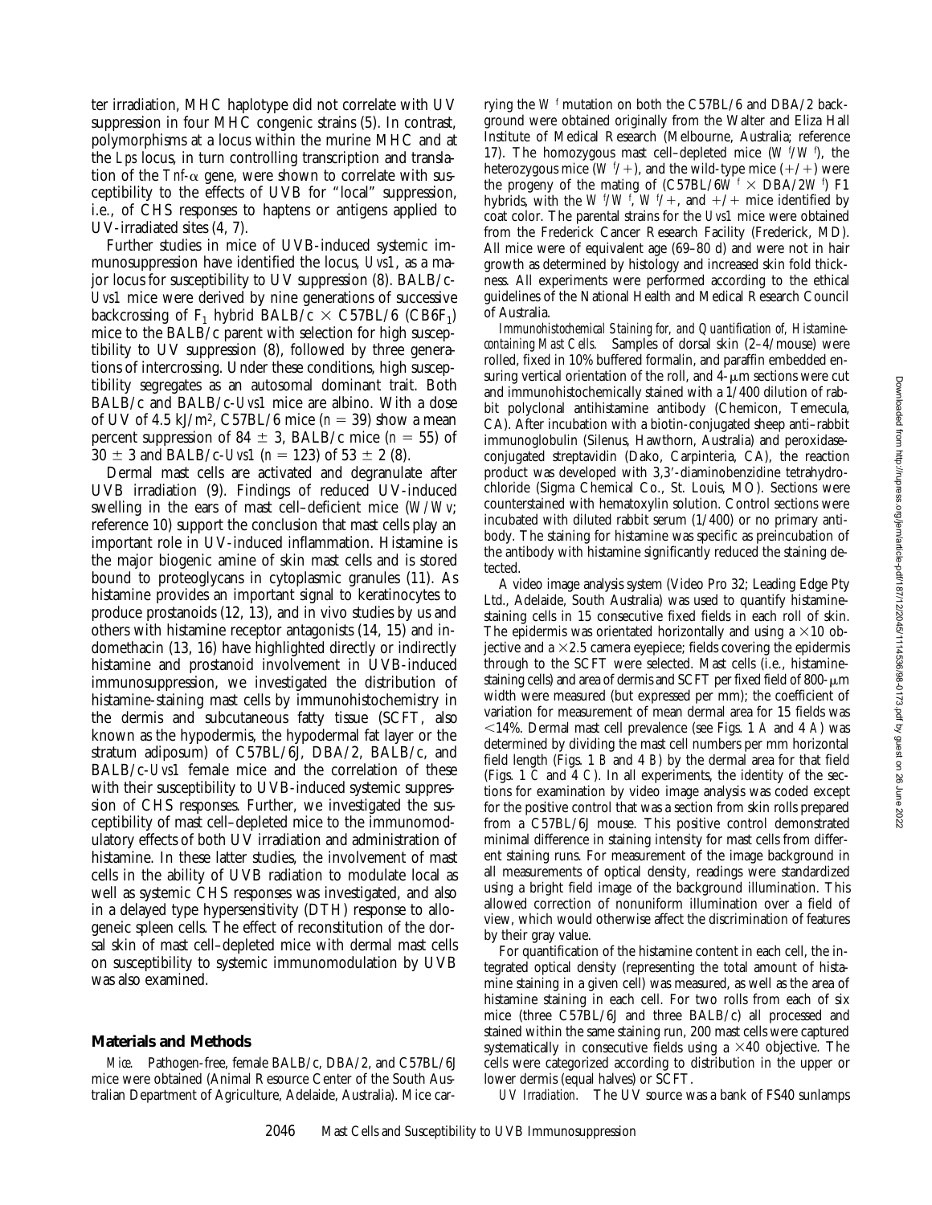ter irradiation, MHC haplotype did not correlate with UV suppression in four MHC congenic strains (5). In contrast, polymorphisms at a locus within the murine MHC and at the *Lps* locus, in turn controlling transcription and translation of the *Tnf-α* gene, were shown to correlate with susceptibility to the effects of UVB for "local" suppression, i.e., of CHS responses to haptens or antigens applied to UV-irradiated sites (4, 7).

Further studies in mice of UVB-induced systemic immunosuppression have identified the locus, *Uvs1*, as a major locus for susceptibility to UV suppression (8). BALB/c-*Uvs1* mice were derived by nine generations of successive backcrossing of $F_1$ hybrid BALB/c × C57BL/6 ($CB6F_1$) mice to the BALB/c parent with selection for high susceptibility to UV suppression (8), followed by three generations of intercrossing. Under these conditions, high susceptibility segregates as an autosomal dominant trait. Both BALB/c and BALB/c-*Uvs1* mice are albino. With a dose of UV of 4.5 kJ/m$^2$, C57BL/6 mice ($n = 39$) show a mean percent suppression of 84 ± 3, BALB/c mice ($n = 55$) of 30 ± 3 and BALB/c-*Uvs1* ($n = 123$) of 53 ± 2 (8).

Dermal mast cells are activated and degranulate after UVB irradiation (9). Findings of reduced UV-induced swelling in the ears of mast cell–deficient mice (*W/Wv*; reference 10) support the conclusion that mast cells play an important role in UV-induced inflammation. Histamine is the major biogenic amine of skin mast cells and is stored bound to proteoglycans in cytoplasmic granules (11). As histamine provides an important signal to keratinocytes to produce prostanoids (12, 13), and in vivo studies by us and others with histamine receptor antagonists (14, 15) and indomethacin (13, 16) have highlighted directly or indirectly histamine and prostanoid involvement in UVB-induced immunosuppression, we investigated the distribution of histamine-staining mast cells by immunohistochemistry in the dermis and subcutaneous fatty tissue (SCFT, also known as the hypodermis, the hypodermal fat layer or the stratum adiposum) of C57BL/6J, DBA/2, BALB/c, and BALB/c-*Uvs1* female mice and the correlation of these with their susceptibility to UVB-induced systemic suppression of CHS responses. Further, we investigated the susceptibility of mast cell–depleted mice to the immunomodulatory effects of both UV irradiation and administration of histamine. In these latter studies, the involvement of mast cells in the ability of UVB radiation to modulate local as well as systemic CHS responses was investigated, and also in a delayed type hypersensitivity (DTH) response to allogeneic spleen cells. The effect of reconstitution of the dorsal skin of mast cell–depleted mice with dermal mast cells on susceptibility to systemic immunomodulation by UVB was also examined.

## Materials and Methods

*Mice.* Pathogen-free, female BALB/c, DBA/2, and C57BL/6J mice were obtained (Animal Resource Center of the South Australian Department of Agriculture, Adelaide, Australia). Mice carrying the $W^f$ mutation on both the C57BL/6 and DBA/2 background were obtained originally from the Walter and Eliza Hall Institute of Medical Research (Melbourne, Australia; reference 17). The homozygous mast cell–depleted mice ($W^f/W^f$), the heterozygous mice ($W^f/+$), and the wild-type mice (+/+) were the progeny of the mating of (C57BL/6$W^f$ × DBA/2$W^f$) F1 hybrids, with the $W^f/W^f$, $W^f/+$, and +/+ mice identified by coat color. The parental strains for the *Uvs1* mice were obtained from the Frederick Cancer Research Facility (Frederick, MD). All mice were of equivalent age (69–80 d) and were not in hair growth as determined by histology and increased skin fold thickness. All experiments were performed according to the ethical guidelines of the National Health and Medical Research Council of Australia.

*Immunohistochemical Staining for, and Quantification of, Histamine-containing Mast Cells.* Samples of dorsal skin (2–4/mouse) were rolled, fixed in 10% buffered formalin, and paraffin embedded ensuring vertical orientation of the roll, and 4-μm sections were cut and immunohistochemically stained with a 1/400 dilution of rabbit polyclonal antihistamine antibody (Chemicon, Temecula, CA). After incubation with a biotin-conjugated sheep anti–rabbit immunoglobulin (Silenus, Hawthorn, Australia) and peroxidase-conjugated streptavidin (Dako, Carpinteria, CA), the reaction product was developed with 3,3′-diaminobenzidine tetrahydrochloride (Sigma Chemical Co., St. Louis, MO). Sections were counterstained with hematoxylin solution. Control sections were incubated with diluted rabbit serum (1/400) or no primary antibody. The staining for histamine was specific as preincubation of the antibody with histamine significantly reduced the staining detected.

A video image analysis system (Video Pro 32; Leading Edge Pty Ltd., Adelaide, South Australia) was used to quantify histamine-staining cells in 15 consecutive fixed fields in each roll of skin. The epidermis was orientated horizontally and using a ×10 objective and a ×2.5 camera eyepiece; fields covering the epidermis through to the SCFT were selected. Mast cells (i.e., histamine-staining cells) and area of dermis and SCFT per fixed field of 800-μm width were measured (but expressed per mm); the coefficient of variation for measurement of mean dermal area for 15 fields was <14%. Dermal mast cell prevalence (see Figs. 1 *A* and 4 *A*) was determined by dividing the mast cell numbers per mm horizontal field length (Figs. 1 *B* and 4 *B*) by the dermal area for that field (Figs. 1 *C* and 4 *C*). In all experiments, the identity of the sections for examination by video image analysis was coded except for the positive control that was a section from skin rolls prepared from a C57BL/6J mouse. This positive control demonstrated minimal difference in staining intensity for mast cells from different staining runs. For measurement of the image background in all measurements of optical density, readings were standardized using a bright field image of the background illumination. This allowed correction of nonuniform illumination over a field of view, which would otherwise affect the discrimination of features by their gray value.

For quantification of the histamine content in each cell, the integrated optical density (representing the total amount of histamine staining in a given cell) was measured, as well as the area of histamine staining in each cell. For two rolls from each of six mice (three C57BL/6J and three BALB/c) all processed and stained within the same staining run, 200 mast cells were captured systematically in consecutive fields using a ×40 objective. The cells were categorized according to distribution in the upper or lower dermis (equal halves) or SCFT.

*UV Irradiation.* The UV source was a bank of FS40 sunlamps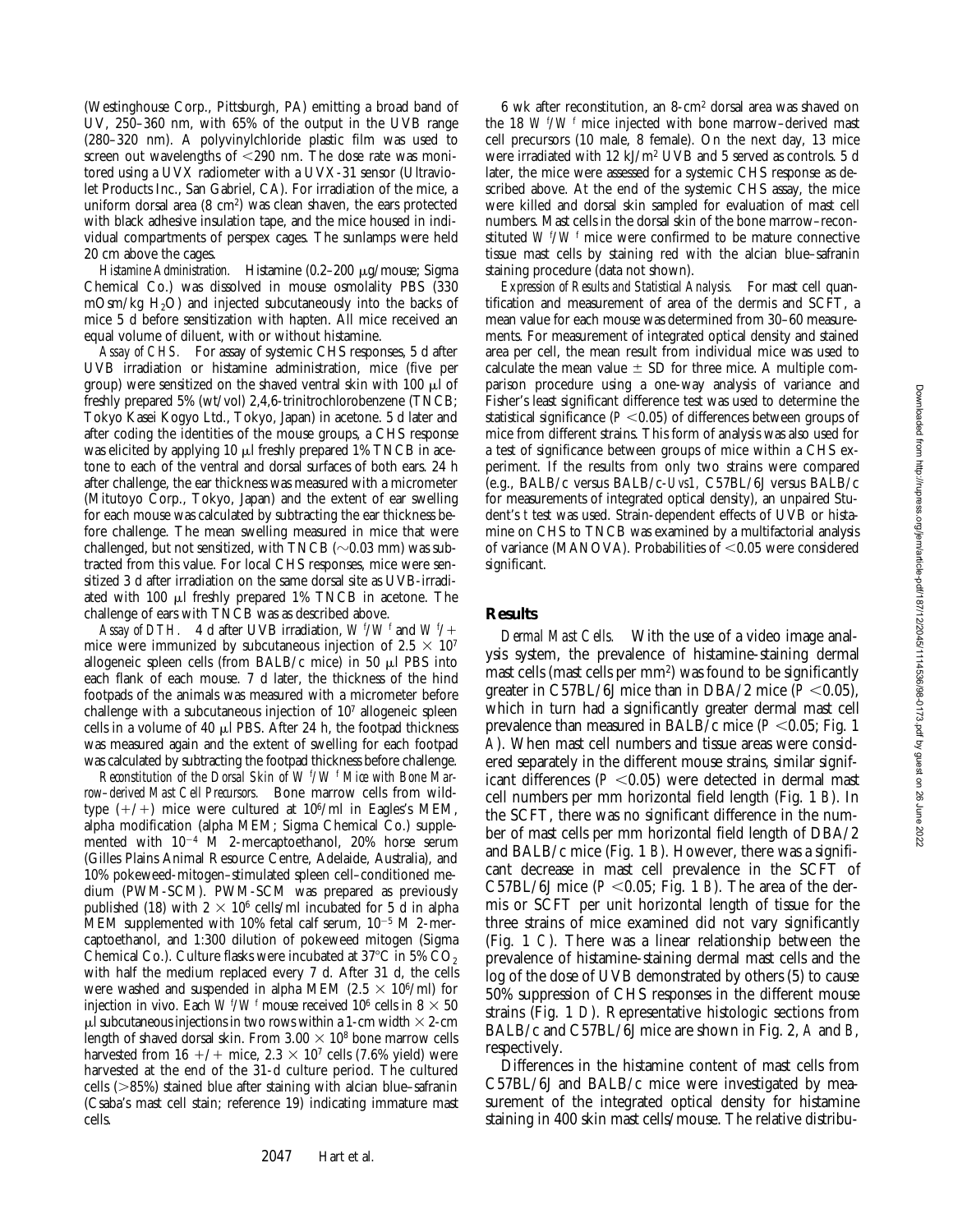(Westinghouse Corp., Pittsburgh, PA) emitting a broad band of UV, 250–360 nm, with 65% of the output in the UVB range (280–320 nm). A polyvinylchloride plastic film was used to screen out wavelengths of <290 nm. The dose rate was monitored using a UVX radiometer with a UVX-31 sensor (Ultraviolet Products Inc., San Gabriel, CA). For irradiation of the mice, a uniform dorsal area (8 $cm^2$) was clean shaven, the ears protected with black adhesive insulation tape, and the mice housed in individual compartments of perspex cages. The sunlamps were held 20 cm above the cages.

*Histamine Administration.* Histamine (0.2–200 μg/mouse; Sigma Chemical Co.) was dissolved in mouse osmolality PBS (330 mOsm/kg $H_2O$) and injected subcutaneously into the backs of mice 5 d before sensitization with hapten. All mice received an equal volume of diluent, with or without histamine.

*Assay of CHS.* For assay of systemic CHS responses, 5 d after UVB irradiation or histamine administration, mice (five per group) were sensitized on the shaved ventral skin with 100 μl of freshly prepared 5% (wt/vol) 2,4,6-trinitrochlorobenzene (TNCB; Tokyo Kasei Kogyo Ltd., Tokyo, Japan) in acetone. 5 d later and after coding the identities of the mouse groups, a CHS response was elicited by applying 10 μl freshly prepared 1% TNCB in acetone to each of the ventral and dorsal surfaces of both ears. 24 h after challenge, the ear thickness was measured with a micrometer (Mitutoyo Corp., Tokyo, Japan) and the extent of ear swelling for each mouse was calculated by subtracting the ear thickness before challenge. The mean swelling measured in mice that were challenged, but not sensitized, with TNCB (~0.03 mm) was subtracted from this value. For local CHS responses, mice were sensitized 3 d after irradiation on the same dorsal site as UVB-irradiated with 100 μl freshly prepared 1% TNCB in acetone. The challenge of ears with TNCB was as described above.

*Assay of DTH.* 4 d after UVB irradiation, $W^f/W^f$ and $W^f/+$ mice were immunized by subcutaneous injection of $2.5 \times 10^7$ allogeneic spleen cells (from BALB/c mice) in 50 μl PBS into each flank of each mouse. 7 d later, the thickness of the hind footpads of the animals was measured with a micrometer before challenge with a subcutaneous injection of $10^7$ allogeneic spleen cells in a volume of 40 μl PBS. After 24 h, the footpad thickness was measured again and the extent of swelling for each footpad was calculated by subtracting the footpad thickness before challenge.

*Reconstitution of the Dorsal Skin of $W^f/W^f$ Mice with Bone Marrow–derived Mast Cell Precursors.* Bone marrow cells from wild-type (+/+) mice were cultured at $10^6$/ml in Eagles's MEM, alpha modification (alpha MEM; Sigma Chemical Co.) supplemented with $10^{-4}$ M 2-mercaptoethanol, 20% horse serum (Gilles Plains Animal Resource Centre, Adelaide, Australia), and 10% pokeweed-mitogen–stimulated spleen cell–conditioned medium (PWM-SCM). PWM-SCM was prepared as previously published (18) with $2 \times 10^6$ cells/ml incubated for 5 d in alpha MEM supplemented with 10% fetal calf serum, $10^{-5}$ M 2-mercaptoethanol, and 1:300 dilution of pokeweed mitogen (Sigma Chemical Co.). Culture flasks were incubated at 37°C in 5% $CO_2$ with half the medium replaced every 7 d. After 31 d, the cells were washed and suspended in alpha MEM ($2.5 \times 10^6$/ml) for injection in vivo. Each $W^f/W^f$ mouse received $10^6$ cells in 8 × 50 μl subcutaneous injections in two rows within a 1-cm width × 2-cm length of shaved dorsal skin. From $3.00 \times 10^8$ bone marrow cells harvested from 16 +/+ mice, $2.3 \times 10^7$ cells (7.6% yield) were harvested at the end of the 31-d culture period. The cultured cells (>85%) stained blue after staining with alcian blue–safranin (Csaba's mast cell stain; reference 19) indicating immature mast cells.

6 wk after reconstitution, an 8-$cm^2$ dorsal area was shaved on the 18 $W^f/W^f$ mice injected with bone marrow–derived mast cell precursors (10 male, 8 female). On the next day, 13 mice were irradiated with 12 kJ/$m^2$ UVB and 5 served as controls. 5 d later, the mice were assessed for a systemic CHS response as described above. At the end of the systemic CHS assay, the mice were killed and dorsal skin sampled for evaluation of mast cell numbers. Mast cells in the dorsal skin of the bone marrow–reconstituted $W^f/W^f$ mice were confirmed to be mature connective tissue mast cells by staining red with the alcian blue–safranin staining procedure (data not shown).

*Expression of Results and Statistical Analysis.* For mast cell quantification and measurement of area of the dermis and SCFT, a mean value for each mouse was determined from 30–60 measurements. For measurement of integrated optical density and stained area per cell, the mean result from individual mice was used to calculate the mean value ± SD for three mice. A multiple comparison procedure using a one-way analysis of variance and Fisher's least significant difference test was used to determine the statistical significance ($P < 0.05$) of differences between groups of mice from different strains. This form of analysis was also used for a test of significance between groups of mice within a CHS experiment. If the results from only two strains were compared (e.g., BALB/c versus BALB/c-*Uvs1*, C57BL/6J versus BALB/c for measurements of integrated optical density), an unpaired Student's *t* test was used. Strain-dependent effects of UVB or histamine on CHS to TNCB was examined by a multifactorial analysis of variance (MANOVA). Probabilities of <0.05 were considered significant.

## Results

*Dermal Mast Cells.* With the use of a video image analysis system, the prevalence of histamine-staining dermal mast cells (mast cells per $mm^2$) was found to be significantly greater in C57BL/6J mice than in DBA/2 mice ($P < 0.05$), which in turn had a significantly greater dermal mast cell prevalence than measured in BALB/c mice ($P < 0.05$; Fig. 1 *A*). When mast cell numbers and tissue areas were considered separately in the different mouse strains, similar significant differences ($P < 0.05$) were detected in dermal mast cell numbers per mm horizontal field length (Fig. 1 *B*). In the SCFT, there was no significant difference in the number of mast cells per mm horizontal field length of DBA/2 and BALB/c mice (Fig. 1 *B*). However, there was a significant decrease in mast cell prevalence in the SCFT of C57BL/6J mice ($P < 0.05$; Fig. 1 *B*). The area of the dermis or SCFT per unit horizontal length of tissue for the three strains of mice examined did not vary significantly (Fig. 1 *C*). There was a linear relationship between the prevalence of histamine-staining dermal mast cells and the log of the dose of UVB demonstrated by others (5) to cause 50% suppression of CHS responses in the different mouse strains (Fig. 1 *D*). Representative histologic sections from BALB/c and C57BL/6J mice are shown in Fig. 2, *A* and *B*, respectively.

Differences in the histamine content of mast cells from C57BL/6J and BALB/c mice were investigated by measurement of the integrated optical density for histamine staining in 400 skin mast cells/mouse. The relative distribu-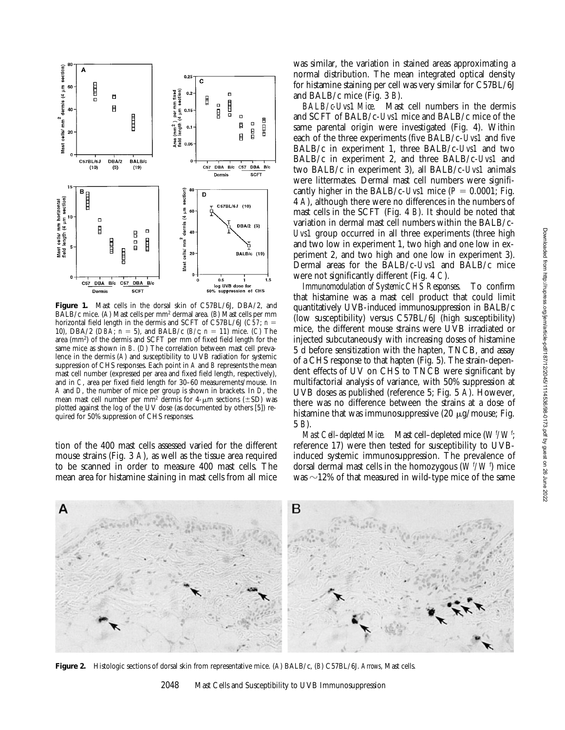**Figure 1.** Mast cells in the dorsal skin of C57BL/6J, DBA/2, and BALB/c mice. (*A*) Mast cells per $mm^2$ dermal area. (*B*) Mast cells per mm horizontal field length in the dermis and SCFT of C57BL/6J (*C57*; $n = 10$), DBA/2 (*DBA*; $n = 5$), and BALB/c (*B/c*; $n = 11$) mice. (*C*) The area ($mm^2$) of the dermis and SCFT per mm of fixed field length for the same mice as shown in *B*. (*D*) The correlation between mast cell prevalence in the dermis (*A*) and susceptibility to UVB radiation for systemic suppression of CHS responses. Each point in *A* and *B* represents the mean mast cell number (expressed per area and fixed field length, respectively), and in *C*, area per fixed field length for 30–60 measurements/mouse. In *A* and *D*, the number of mice per group is shown in brackets. In *D*, the mean mast cell number per $mm^2$ dermis for 4-μm sections (±SD) was plotted against the log of the UV dose (as documented by others [5]) required for 50% suppression of CHS responses.

tion of the 400 mast cells assessed varied for the different mouse strains (Fig. 3 *A*), as well as the tissue area required to be scanned in order to measure 400 mast cells. The mean area for histamine staining in mast cells from all mice was similar, the variation in stained areas approximating a normal distribution. The mean integrated optical density for histamine staining per cell was very similar for C57BL/6J and BALB/c mice (Fig. 3 *B*).

*BALB/c-Uvs1 Mice.* Mast cell numbers in the dermis and SCFT of BALB/c-*Uvs1* mice and BALB/c mice of the same parental origin were investigated (Fig. 4). Within each of the three experiments (five BALB/c-*Uvs1* and five BALB/c in experiment 1, three BALB/c-*Uvs1* and two BALB/c in experiment 2, and three BALB/c-*Uvs1* and two BALB/c in experiment 3), all BALB/c-*Uvs1* animals were littermates. Dermal mast cell numbers were significantly higher in the BALB/c-*Uvs1* mice ($P = 0.0001$; Fig. 4 *A*), although there were no differences in the numbers of mast cells in the SCFT (Fig. 4 *B*). It should be noted that variation in dermal mast cell numbers within the BALB/c-*Uvs1* group occurred in all three experiments (three high and two low in experiment 1, two high and one low in experiment 2, and two high and one low in experiment 3). Dermal areas for the BALB/c-*Uvs1* and BALB/c mice were not significantly different (Fig. 4 *C*).

*Immunomodulation of Systemic CHS Responses.* To confirm that histamine was a mast cell product that could limit quantitatively UVB-induced immunosuppression in BALB/c (low susceptibility) versus C57BL/6J (high susceptibility) mice, the different mouse strains were UVB irradiated or injected subcutaneously with increasing doses of histamine 5 d before sensitization with the hapten, TNCB, and assay of a CHS response to that hapten (Fig. 5). The strain-dependent effects of UV on CHS to TNCB were significant by multifactorial analysis of variance, with 50% suppression at UVB doses as published (reference 5; Fig. 5 *A*). However, there was no difference between the strains at a dose of histamine that was immunosuppressive (20 μg/mouse; Fig. 5 *B*).

*Mast Cell–depleted Mice.* Mast cell–depleted mice ($W^f/W^f$; reference 17) were then tested for susceptibility to UVB-induced systemic immunosuppression. The prevalence of dorsal dermal mast cells in the homozygous ($W^f/W^f$) mice was ~12% of that measured in wild-type mice of the same

**Figure 2.** Histologic sections of dorsal skin from representative mice. (*A*) BALB/c, (*B*) C57BL/6J. *Arrows*, Mast cells.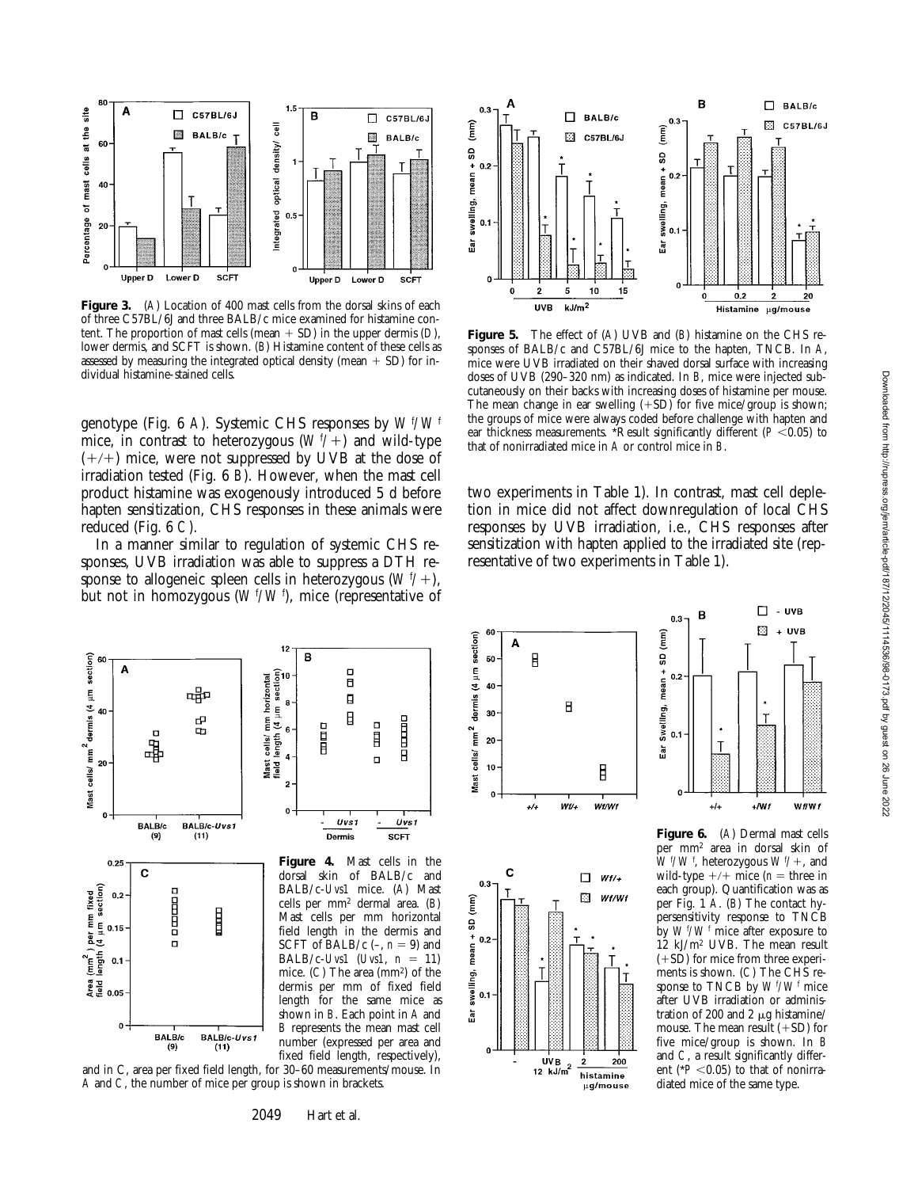**Figure 3.** (*A*) Location of 400 mast cells from the dorsal skins of each of three C57BL/6J and three BALB/c mice examined for histamine content. The proportion of mast cells (mean + SD) in the upper dermis (*D*), lower dermis, and SCFT is shown. (*B*) Histamine content of these cells as assessed by measuring the integrated optical density (mean + SD) for individual histamine-stained cells.

genotype (Fig. 6 *A*). Systemic CHS responses by $W^f/W^f$ mice, in contrast to heterozygous ($W^f/+$) and wild-type (+/+) mice, were not suppressed by UVB at the dose of irradiation tested (Fig. 6 *B*). However, when the mast cell product histamine was exogenously introduced 5 d before hapten sensitization, CHS responses in these animals were reduced (Fig. 6 *C*).

In a manner similar to regulation of systemic CHS responses, UVB irradiation was able to suppress a DTH response to allogeneic spleen cells in heterozygous ($W^f/+$), but not in homozygous ($W^f/W^f$), mice (representative of two experiments in Table 1). In contrast, mast cell depletion in mice did not affect downregulation of local CHS responses by UVB irradiation, i.e., CHS responses after sensitization with hapten applied to the irradiated site (representative of two experiments in Table 1).

**Figure 5.** The effect of (*A*) UVB and (*B*) histamine on the CHS responses of BALB/c and C57BL/6J mice to the hapten, TNCB. In *A*, mice were UVB irradiated on their shaved dorsal surface with increasing doses of UVB (290–320 nm) as indicated. In *B*, mice were injected subcutaneously on their backs with increasing doses of histamine per mouse. The mean change in ear swelling (+SD) for five mice/group is shown; the groups of mice were always coded before challenge with hapten and ear thickness measurements. *Result significantly different ($P < 0.05$) to that of nonirradiated mice in *A* or control mice in *B*.

**Figure 4.** Mast cells in the dorsal skin of BALB/c and BALB/c-*Uvs1* mice. (*A*) Mast cells per mm² dermal area. (*B*) Mast cells per mm horizontal field length in the dermis and SCFT of BALB/c (–, $n = 9$) and BALB/c-*Uvs1* (*Uvs1*, $n = 11$) mice. (*C*) The area (mm²) of the dermis per mm of fixed field length for the same mice as shown in *B*. Each point in *A* and *B* represents the mean mast cell number (expressed per area and fixed field length, respectively), and in *C*, area per fixed field length, for 30–60 measurements/mouse. In *A* and *C*, the number of mice per group is shown in brackets.

**Figure 6.** (*A*) Dermal mast cells per mm² area in dorsal skin of $W^f/W^f$, heterozygous $W^f/+$, and wild-type +/+ mice ($n$ = three in each group). Quantification was as per Fig. 1 *A*. (*B*) The contact hypersensitivity response to TNCB by $W^f/W^f$ mice after exposure to 12 kJ/m² UVB. The mean result (+SD) for mice from three experiments is shown. (*C*) The CHS response to TNCB by $W^f/W^f$ mice after UVB irradiation or administration of 200 and 2 μg histamine/mouse. The mean result (+SD) for five mice/group is shown. In *B* and *C*, a result significantly different (*$P < 0.05$) to that of nonirradiated mice of the same type.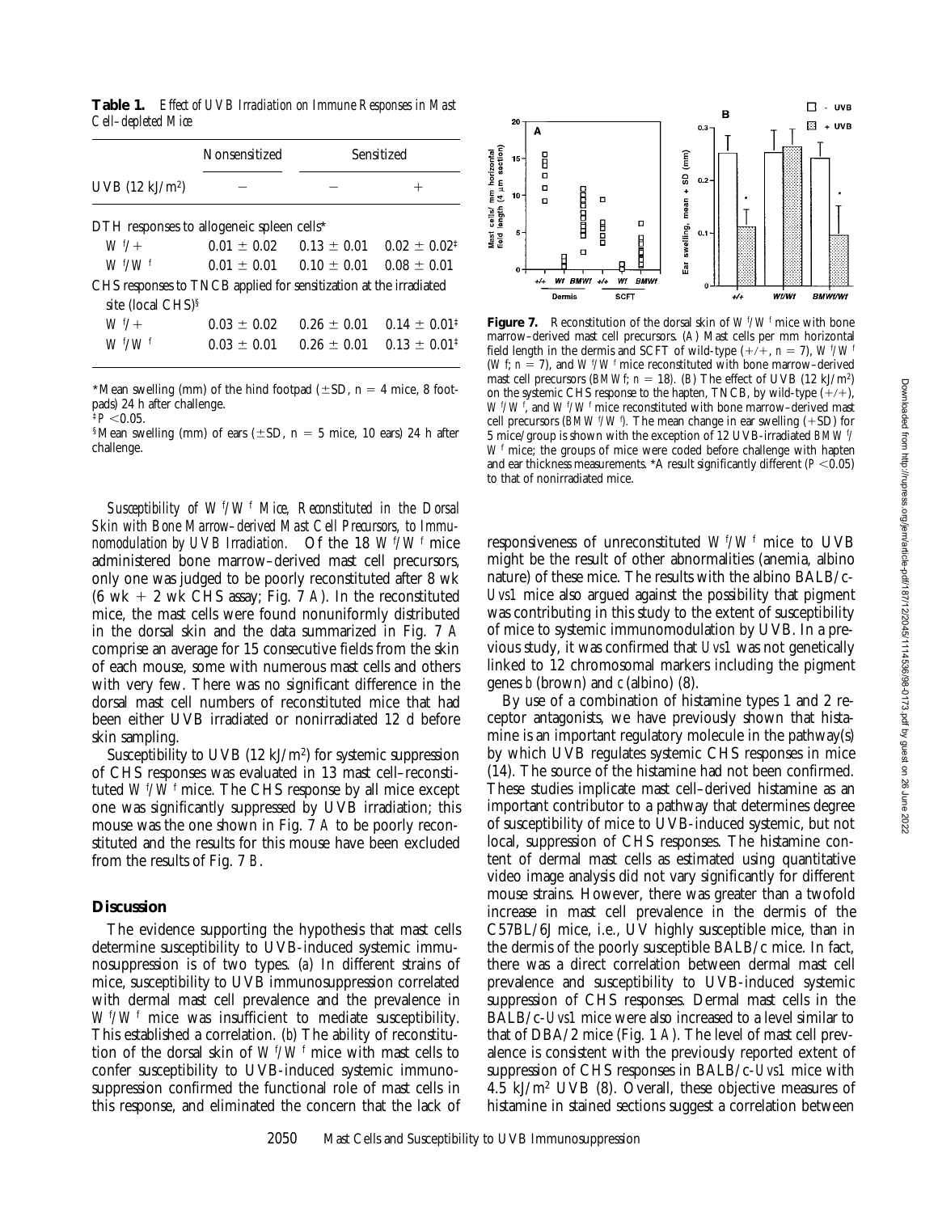**Table 1.** *Effect of UVB Irradiation on Immune Responses in Mast Cell–depleted Mice*

| | Nonsensitized | Sensitized | |
|---|---|---|---|
| UVB (12 kJ/m$^2$) | – | – | + |
| DTH responses to allogeneic spleen cells* | | | |
| $W^f/+$ | 0.01 ± 0.02 | 0.13 ± 0.01 | 0.02 ± 0.02[‡] |
| $W^f/W^f$ | 0.01 ± 0.01 | 0.10 ± 0.01 | 0.08 ± 0.01 |
| CHS responses to TNCB applied for sensitization at the irradiated site (local CHS)[§] | | | |
| $W^f/+$ | 0.03 ± 0.02 | 0.26 ± 0.01 | 0.14 ± 0.01[‡] |
| $W^f/W^f$ | 0.03 ± 0.01 | 0.26 ± 0.01 | 0.13 ± 0.01[‡] |

*Mean swelling (mm) of the hind footpad (±SD, n = 4 mice, 8 footpads) 24 h after challenge.

[‡]$P < 0.05$.

[§]Mean swelling (mm) of ears (±SD, n = 5 mice, 10 ears) 24 h after challenge.

*Susceptibility of $W^f/W^f$ Mice, Reconstituted in the Dorsal Skin with Bone Marrow–derived Mast Cell Precursors, to Immunomodulation by UVB Irradiation.* Of the 18 $W^f/W^f$ mice administered bone marrow–derived mast cell precursors, only one was judged to be poorly reconstituted after 8 wk (6 wk + 2 wk CHS assay; Fig. 7 *A*). In the reconstituted mice, the mast cells were found nonuniformly distributed in the dorsal skin and the data summarized in Fig. 7 *A* comprise an average for 15 consecutive fields from the skin of each mouse, some with numerous mast cells and others with very few. There was no significant difference in the dorsal mast cell numbers of reconstituted mice that had been either UVB irradiated or nonirradiated 12 d before skin sampling.

Susceptibility to UVB (12 kJ/m$^2$) for systemic suppression of CHS responses was evaluated in 13 mast cell–reconstituted $W^f/W^f$ mice. The CHS response by all mice except one was significantly suppressed by UVB irradiation; this mouse was the one shown in Fig. 7 *A* to be poorly reconstituted and the results for this mouse have been excluded from the results of Fig. 7 *B*.

## Discussion

The evidence supporting the hypothesis that mast cells determine susceptibility to UVB-induced systemic immunosuppression is of two types. (*a*) In different strains of mice, susceptibility to UVB immunosuppression correlated with dermal mast cell prevalence and the prevalence in $W^f/W^f$ mice was insufficient to mediate susceptibility. This established a correlation. (*b*) The ability of reconstitution of the dorsal skin of $W^f/W^f$ mice with mast cells to confer susceptibility to UVB-induced systemic immunosuppression confirmed the functional role of mast cells in this response, and eliminated the concern that the lack of

**Figure 7.** Reconstitution of the dorsal skin of $W^f/W^f$ mice with bone marrow–derived mast cell precursors. (*A*) Mast cells per mm horizontal field length in the dermis and SCFT of wild-type (+/+, n = 7), $W^f/W^f$ (*W* f; n = 7), and $W^f/W^f$ mice reconstituted with bone marrow–derived mast cell precursors (*BMWf*; n = 18). (*B*) The effect of UVB (12 kJ/m$^2$) on the systemic CHS response to the hapten, TNCB, by wild-type (+/+), $W^f/W^f$, and $W^f/W^f$ mice reconstituted with bone marrow–derived mast cell precursors (*BMW* $^f/W^f$). The mean change in ear swelling (+SD) for 5 mice/group is shown with the exception of 12 UVB-irradiated *BMW* $^f/W^f$ mice; the groups of mice were coded before challenge with hapten and ear thickness measurements. *A result significantly different ($P < 0.05$) to that of nonirradiated mice.

responsiveness of unreconstituted $W^f/W^f$ mice to UVB might be the result of other abnormalities (anemia, albino nature) of these mice. The results with the albino BALB/c-*Uvs1* mice also argued against the possibility that pigment was contributing in this study to the extent of susceptibility of mice to systemic immunomodulation by UVB. In a previous study, it was confirmed that *Uvs1* was not genetically linked to 12 chromosomal markers including the pigment genes *b* (brown) and *c* (albino) (8).

By use of a combination of histamine types 1 and 2 receptor antagonists, we have previously shown that histamine is an important regulatory molecule in the pathway(s) by which UVB regulates systemic CHS responses in mice (14). The source of the histamine had not been confirmed. These studies implicate mast cell–derived histamine as an important contributor to a pathway that determines degree of susceptibility of mice to UVB-induced systemic, but not local, suppression of CHS responses. The histamine content of dermal mast cells as estimated using quantitative video image analysis did not vary significantly for different mouse strains. However, there was greater than a twofold increase in mast cell prevalence in the dermis of the C57BL/6J mice, i.e., UV highly susceptible mice, than in the dermis of the poorly susceptible BALB/c mice. In fact, there was a direct correlation between dermal mast cell prevalence and susceptibility to UVB-induced systemic suppression of CHS responses. Dermal mast cells in the BALB/c-*Uvs1* mice were also increased to a level similar to that of DBA/2 mice (Fig. 1 *A*). The level of mast cell prevalence is consistent with the previously reported extent of suppression of CHS responses in BALB/c-*Uvs1* mice with 4.5 kJ/m$^2$ UVB (8). Overall, these objective measures of histamine in stained sections suggest a correlation between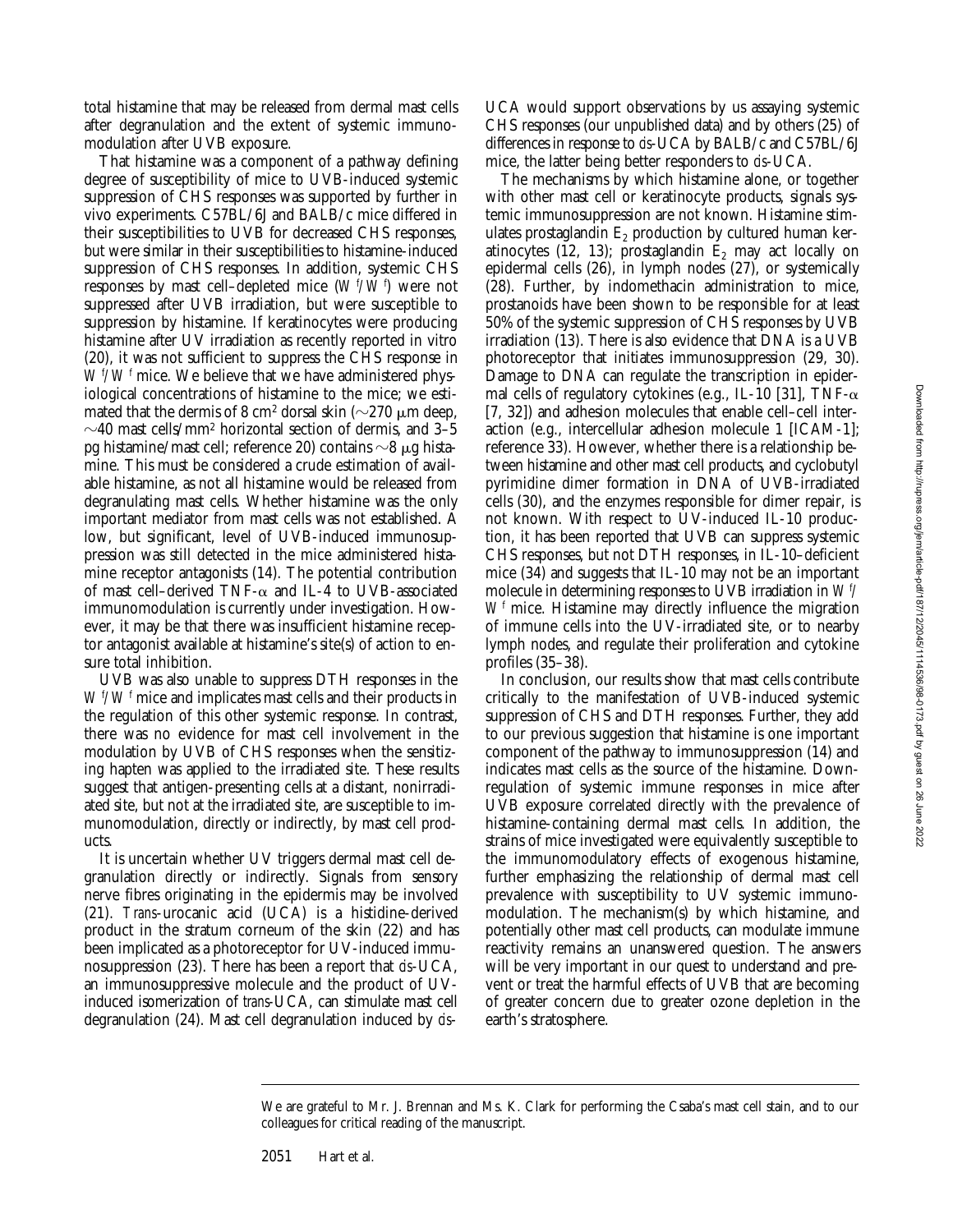total histamine that may be released from dermal mast cells after degranulation and the extent of systemic immunomodulation after UVB exposure.

That histamine was a component of a pathway defining degree of susceptibility of mice to UVB-induced systemic suppression of CHS responses was supported by further in vivo experiments. C57BL/6J and BALB/c mice differed in their susceptibilities to UVB for decreased CHS responses, but were similar in their susceptibilities to histamine-induced suppression of CHS responses. In addition, systemic CHS responses by mast cell–depleted mice ($W^f/W^f$) were not suppressed after UVB irradiation, but were susceptible to suppression by histamine. If keratinocytes were producing histamine after UV irradiation as recently reported in vitro (20), it was not sufficient to suppress the CHS response in $W^f/W^f$ mice. We believe that we have administered physiological concentrations of histamine to the mice; we estimated that the dermis of 8 cm$^2$ dorsal skin (~270 μm deep, ~40 mast cells/mm$^2$ horizontal section of dermis, and 3–5 pg histamine/mast cell; reference 20) contains ~8 μg histamine. This must be considered a crude estimation of available histamine, as not all histamine would be released from degranulating mast cells. Whether histamine was the only important mediator from mast cells was not established. A low, but significant, level of UVB-induced immunosuppression was still detected in the mice administered histamine receptor antagonists (14). The potential contribution of mast cell–derived TNF-α and IL-4 to UVB-associated immunomodulation is currently under investigation. However, it may be that there was insufficient histamine receptor antagonist available at histamine's site(s) of action to ensure total inhibition.

UVB was also unable to suppress DTH responses in the $W^f/W^f$ mice and implicates mast cells and their products in the regulation of this other systemic response. In contrast, there was no evidence for mast cell involvement in the modulation by UVB of CHS responses when the sensitizing hapten was applied to the irradiated site. These results suggest that antigen-presenting cells at a distant, nonirradiated site, but not at the irradiated site, are susceptible to immunomodulation, directly or indirectly, by mast cell products.

It is uncertain whether UV triggers dermal mast cell degranulation directly or indirectly. Signals from sensory nerve fibres originating in the epidermis may be involved (21). *Trans*-urocanic acid (UCA) is a histidine-derived product in the stratum corneum of the skin (22) and has been implicated as a photoreceptor for UV-induced immunosuppression (23). There has been a report that *cis*-UCA, an immunosuppressive molecule and the product of UV-induced isomerization of *trans*-UCA, can stimulate mast cell degranulation (24). Mast cell degranulation induced by *cis*-UCA would support observations by us assaying systemic CHS responses (our unpublished data) and by others (25) of differences in response to *cis*-UCA by BALB/c and C57BL/6J mice, the latter being better responders to *cis*-UCA.

The mechanisms by which histamine alone, or together with other mast cell or keratinocyte products, signals systemic immunosuppression are not known. Histamine stimulates prostaglandin $E_2$ production by cultured human keratinocytes (12, 13); prostaglandin $E_2$ may act locally on epidermal cells (26), in lymph nodes (27), or systemically (28). Further, by indomethacin administration to mice, prostanoids have been shown to be responsible for at least 50% of the systemic suppression of CHS responses by UVB irradiation (13). There is also evidence that DNA is a UVB photoreceptor that initiates immunosuppression (29, 30). Damage to DNA can regulate the transcription in epidermal cells of regulatory cytokines (e.g., IL-10 [31], TNF-α [7, 32]) and adhesion molecules that enable cell–cell interaction (e.g., intercellular adhesion molecule 1 [ICAM-1]; reference 33). However, whether there is a relationship between histamine and other mast cell products, and cyclobutyl pyrimidine dimer formation in DNA of UVB-irradiated cells (30), and the enzymes responsible for dimer repair, is not known. With respect to UV-induced IL-10 production, it has been reported that UVB can suppress systemic CHS responses, but not DTH responses, in IL-10–deficient mice (34) and suggests that IL-10 may not be an important molecule in determining responses to UVB irradiation in $W^f/W^f$ mice. Histamine may directly influence the migration of immune cells into the UV-irradiated site, or to nearby lymph nodes, and regulate their proliferation and cytokine profiles (35–38).

In conclusion, our results show that mast cells contribute critically to the manifestation of UVB-induced systemic suppression of CHS and DTH responses. Further, they add to our previous suggestion that histamine is one important component of the pathway to immunosuppression (14) and indicates mast cells as the source of the histamine. Downregulation of systemic immune responses in mice after UVB exposure correlated directly with the prevalence of histamine-containing dermal mast cells. In addition, the strains of mice investigated were equivalently susceptible to the immunomodulatory effects of exogenous histamine, further emphasizing the relationship of dermal mast cell prevalence with susceptibility to UV systemic immunomodulation. The mechanism(s) by which histamine, and potentially other mast cell products, can modulate immune reactivity remains an unanswered question. The answers will be very important in our quest to understand and prevent or treat the harmful effects of UVB that are becoming of greater concern due to greater ozone depletion in the earth's stratosphere.

We are grateful to Mr. J. Brennan and Ms. K. Clark for performing the Csaba's mast cell stain, and to our colleagues for critical reading of the manuscript.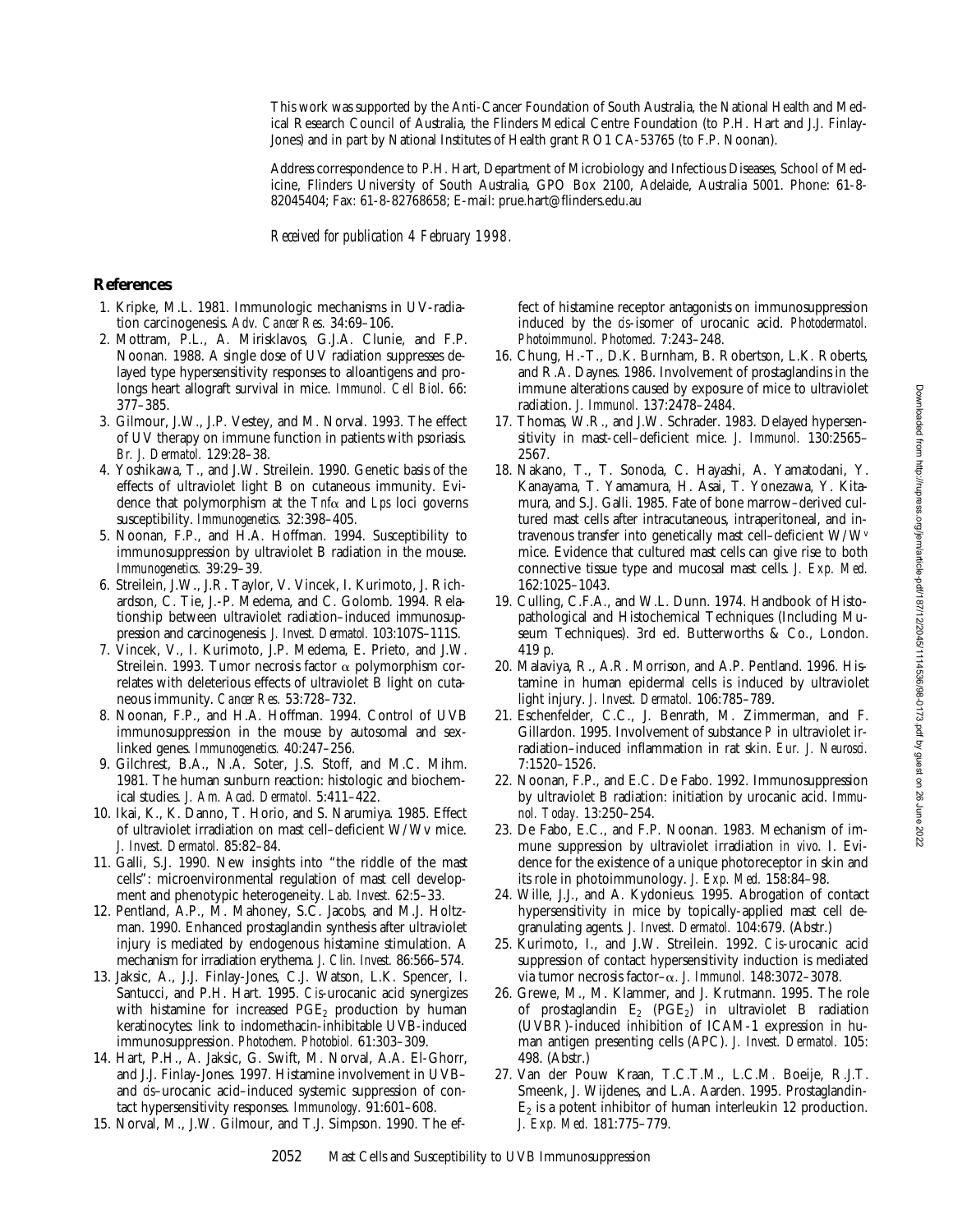This work was supported by the Anti-Cancer Foundation of South Australia, the National Health and Medical Research Council of Australia, the Flinders Medical Centre Foundation (to P.H. Hart and J.J. Finlay-Jones) and in part by National Institutes of Health grant RO1 CA-53765 (to F.P. Noonan).

Address correspondence to P.H. Hart, Department of Microbiology and Infectious Diseases, School of Medicine, Flinders University of South Australia, GPO Box 2100, Adelaide, Australia 5001. Phone: 61-8-82045404; Fax: 61-8-82768658; E-mail: prue.hart@flinders.edu.au

*Received for publication 4 February 1998.*

## References

1. Kripke, M.L. 1981. Immunologic mechanisms in UV-radiation carcinogenesis. *Adv. Cancer Res.* 34:69–106.
2. Mottram, P.L., A. Mirisklavos, G.J.A. Clunie, and F.P. Noonan. 1988. A single dose of UV radiation suppresses delayed type hypersensitivity responses to alloantigens and prolongs heart allograft survival in mice. *Immunol. Cell Biol.* 66: 377–385.
3. Gilmour, J.W., J.P. Vestey, and M. Norval. 1993. The effect of UV therapy on immune function in patients with psoriasis. *Br. J. Dermatol.* 129:28–38.
4. Yoshikawa, T., and J.W. Streilein. 1990. Genetic basis of the effects of ultraviolet light B on cutaneous immunity. Evidence that polymorphism at the *Tnf*α and *Lps* loci governs susceptibility. *Immunogenetics.* 32:398–405.
5. Noonan, F.P., and H.A. Hoffman. 1994. Susceptibility to immunosuppression by ultraviolet B radiation in the mouse. *Immunogenetics.* 39:29–39.
6. Streilein, J.W., J.R. Taylor, V. Vincek, I. Kurimoto, J. Richardson, C. Tie, J.-P. Medema, and C. Golomb. 1994. Relationship between ultraviolet radiation–induced immunosuppression and carcinogenesis. *J. Invest. Dermatol.* 103:107S–111S.
7. Vincek, V., I. Kurimoto, J.P. Medema, E. Prieto, and J.W. Streilein. 1993. Tumor necrosis factor α polymorphism correlates with deleterious effects of ultraviolet B light on cutaneous immunity. *Cancer Res.* 53:728–732.
8. Noonan, F.P., and H.A. Hoffman. 1994. Control of UVB immunosuppression in the mouse by autosomal and sex-linked genes. *Immunogenetics.* 40:247–256.
9. Gilchrest, B.A., N.A. Soter, J.S. Stoff, and M.C. Mihm. 1981. The human sunburn reaction: histologic and biochemical studies. *J. Am. Acad. Dermatol.* 5:411–422.
10. Ikai, K., K. Danno, T. Horio, and S. Narumiya. 1985. Effect of ultraviolet irradiation on mast cell–deficient W/Wv mice. *J. Invest. Dermatol.* 85:82–84.
11. Galli, S.J. 1990. New insights into "the riddle of the mast cells": microenvironmental regulation of mast cell development and phenotypic heterogeneity. *Lab. Invest.* 62:5–33.
12. Pentland, A.P., M. Mahoney, S.C. Jacobs, and M.J. Holtzman. 1990. Enhanced prostaglandin synthesis after ultraviolet injury is mediated by endogenous histamine stimulation. A mechanism for irradiation erythema. *J. Clin. Invest.* 86:566–574.
13. Jaksic, A., J.J. Finlay-Jones, C.J. Watson, L.K. Spencer, I. Santucci, and P.H. Hart. 1995. *Cis*-urocanic acid synergizes with histamine for increased $PGE_2$ production by human keratinocytes: link to indomethacin-inhibitable UVB-induced immunosuppression. *Photochem. Photobiol.* 61:303–309.
14. Hart, P.H., A. Jaksic, G. Swift, M. Norval, A.A. El-Ghorr, and J.J. Finlay-Jones. 1997. Histamine involvement in UVB– and *cis*–urocanic acid–induced systemic suppression of contact hypersensitivity responses. *Immunology.* 91:601–608.
15. Norval, M., J.W. Gilmour, and T.J. Simpson. 1990. The effect of histamine receptor antagonists on immunosuppression induced by the *cis*-isomer of urocanic acid. *Photodermatol. Photoimmunol. Photomed.* 7:243–248.
16. Chung, H.-T., D.K. Burnham, B. Robertson, L.K. Roberts, and R.A. Daynes. 1986. Involvement of prostaglandins in the immune alterations caused by exposure of mice to ultraviolet radiation. *J. Immunol.* 137:2478–2484.
17. Thomas, W.R., and J.W. Schrader. 1983. Delayed hypersensitivity in mast-cell–deficient mice. *J. Immunol.* 130:2565–2567.
18. Nakano, T., T. Sonoda, C. Hayashi, A. Yamatodani, Y. Kanayama, T. Yamamura, H. Asai, T. Yonezawa, Y. Kitamura, and S.J. Galli. 1985. Fate of bone marrow–derived cultured mast cells after intracutaneous, intraperitoneal, and intravenous transfer into genetically mast cell–deficient W/W$^v$ mice. Evidence that cultured mast cells can give rise to both connective tissue type and mucosal mast cells. *J. Exp. Med.* 162:1025–1043.
19. Culling, C.F.A., and W.L. Dunn. 1974. Handbook of Histopathological and Histochemical Techniques (Including Museum Techniques). 3rd ed. Butterworths & Co., London. 419 p.
20. Malaviya, R., A.R. Morrison, and A.P. Pentland. 1996. Histamine in human epidermal cells is induced by ultraviolet light injury. *J. Invest. Dermatol.* 106:785–789.
21. Eschenfelder, C.C., J. Benrath, M. Zimmerman, and F. Gillardon. 1995. Involvement of substance P in ultraviolet irradiation–induced inflammation in rat skin. *Eur. J. Neurosci.* 7:1520–1526.
22. Noonan, F.P., and E.C. De Fabo. 1992. Immunosuppression by ultraviolet B radiation: initiation by urocanic acid. *Immunol. Today.* 13:250–254.
23. De Fabo, E.C., and F.P. Noonan. 1983. Mechanism of immune suppression by ultraviolet irradiation *in vivo*. I. Evidence for the existence of a unique photoreceptor in skin and its role in photoimmunology. *J. Exp. Med.* 158:84–98.
24. Wille, J.J., and A. Kydonieus. 1995. Abrogation of contact hypersensitivity in mice by topically-applied mast cell degranulating agents. *J. Invest. Dermatol.* 104:679. (Abstr.)
25. Kurimoto, I., and J.W. Streilein. 1992. *Cis*-urocanic acid suppression of contact hypersensitivity induction is mediated via tumor necrosis factor–α. *J. Immunol.* 148:3072–3078.
26. Grewe, M., M. Klammer, and J. Krutmann. 1995. The role of prostaglandin $E_2$ ($PGE_2$) in ultraviolet B radiation (UVBR)-induced inhibition of ICAM-1 expression in human antigen presenting cells (APC). *J. Invest. Dermatol.* 105: 498. (Abstr.)
27. Van der Pouw Kraan, T.C.T.M., L.C.M. Boeije, R.J.T. Smeenk, J. Wijdenes, and L.A. Aarden. 1995. Prostaglandin-$E_2$ is a potent inhibitor of human interleukin 12 production. *J. Exp. Med.* 181:775–779.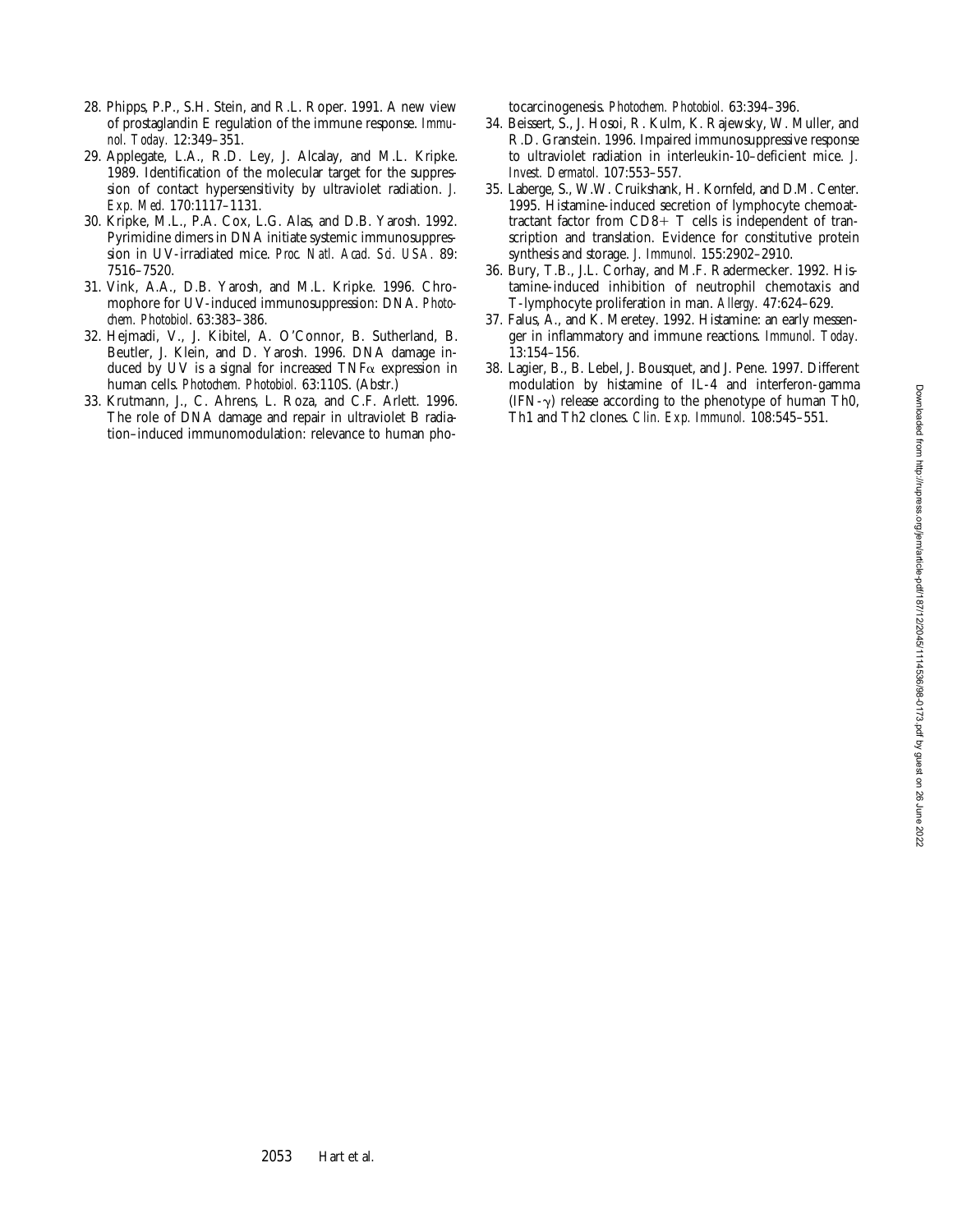28. Phipps, P.P., S.H. Stein, and R.L. Roper. 1991. A new view of prostaglandin E regulation of the immune response. *Immunol. Today.* 12:349–351.
29. Applegate, L.A., R.D. Ley, J. Alcalay, and M.L. Kripke. 1989. Identification of the molecular target for the suppression of contact hypersensitivity by ultraviolet radiation. *J. Exp. Med.* 170:1117–1131.
30. Kripke, M.L., P.A. Cox, L.G. Alas, and D.B. Yarosh. 1992. Pyrimidine dimers in DNA initiate systemic immunosuppression in UV-irradiated mice. *Proc. Natl. Acad. Sci. USA.* 89: 7516–7520.
31. Vink, A.A., D.B. Yarosh, and M.L. Kripke. 1996. Chromophore for UV-induced immunosuppression: DNA. *Photochem. Photobiol.* 63:383–386.
32. Hejmadi, V., J. Kibitel, A. O'Connor, B. Sutherland, B. Beutler, J. Klein, and D. Yarosh. 1996. DNA damage induced by UV is a signal for increased TNF$\alpha$ expression in human cells. *Photochem. Photobiol.* 63:110S. (Abstr.)
33. Krutmann, J., C. Ahrens, L. Roza, and C.F. Arlett. 1996. The role of DNA damage and repair in ultraviolet B radiation–induced immunomodulation: relevance to human photocarcinogenesis. *Photochem. Photobiol.* 63:394–396.
34. Beissert, S., J. Hosoi, R. Kulm, K. Rajewsky, W. Muller, and R.D. Granstein. 1996. Impaired immunosuppressive response to ultraviolet radiation in interleukin-10–deficient mice. *J. Invest. Dermatol.* 107:553–557.
35. Laberge, S., W.W. Cruikshank, H. Kornfeld, and D.M. Center. 1995. Histamine-induced secretion of lymphocyte chemoattractant factor from CD8+ T cells is independent of transcription and translation. Evidence for constitutive protein synthesis and storage. *J. Immunol.* 155:2902–2910.
36. Bury, T.B., J.L. Corhay, and M.F. Radermecker. 1992. Histamine-induced inhibition of neutrophil chemotaxis and T-lymphocyte proliferation in man. *Allergy.* 47:624–629.
37. Falus, A., and K. Meretey. 1992. Histamine: an early messenger in inflammatory and immune reactions. *Immunol. Today.* 13:154–156.
38. Lagier, B., B. Lebel, J. Bousquet, and J. Pene. 1997. Different modulation by histamine of IL-4 and interferon-gamma (IFN-$\gamma$) release according to the phenotype of human Th0, Th1 and Th2 clones. *Clin. Exp. Immunol.* 108:545–551.